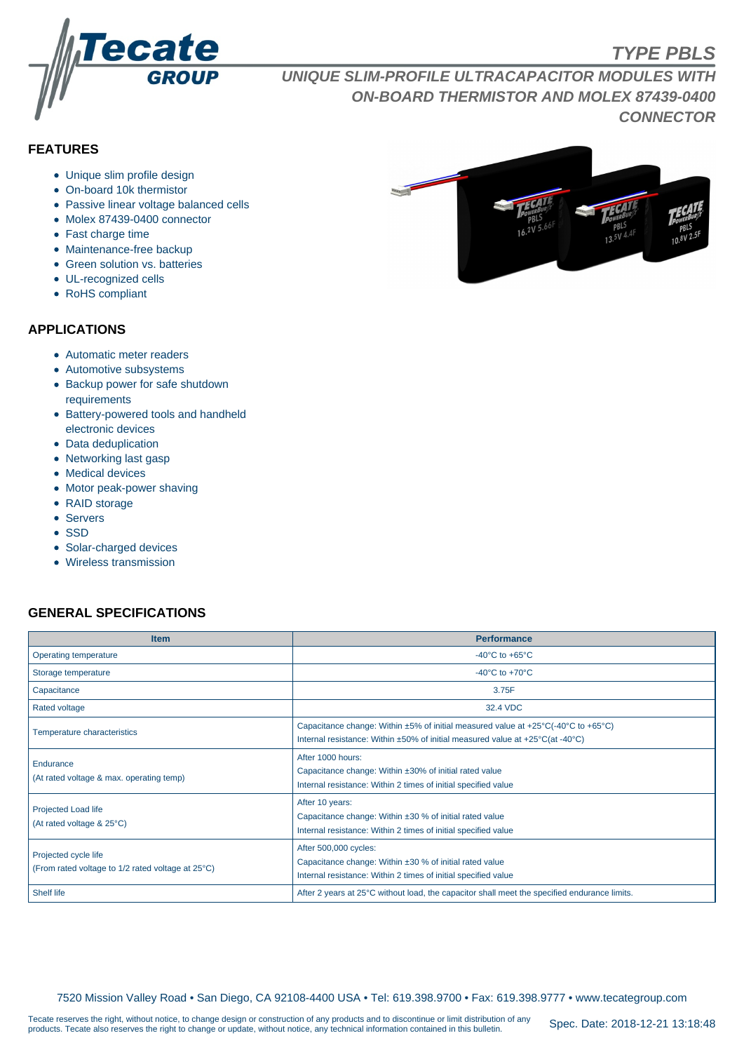# TYPE PBLS

## UNIQUE SLIM-PROFILE ULTRACAPACITOR MODULES WITH ON-BOARD THERMISTOR AND MOLEX 87439-0400 CONNECTOR

## FEATURES

- Unique slim profile design
- On-board 10k thermistor
- Passive linear voltage balanced cells
- Molex 87439-0400 connector
- Fast charge time
- Maintenance-free backup
- Green solution vs. batteries
- UL-recognized cells
- RoHS compliant

## APPLICATIONS

- Automatic meter readers
- Automotive subsystems
- Backup power for safe shutdown requirements
- Battery-powered tools and handheld electronic devices
- Data deduplication
- Networking last gasp
- Medical devices
- Motor peak-power shaving
- RAID storage
- Servers
- SSD
- Solar-charged devices
- Wireless transmission

## GENERAL SPECIFICATIONS

| Item | Performance |
|---|---|
| Operating temperature | -40°C to +65°C |
| Storage temperature | -40°C to +70°C |
| Capacitance | 3.75F |
| Rated voltage | 32.4 VDC |
| Temperature characteristics | Capacitance change: Within ±5% of initial measured value at +25°C(-40°C to +65°C)<br>Internal resistance: Within ±50% of initial measured value at +25°C(at -40°C) |
| Endurance<br>(At rated voltage & max. operating temp) | After 1000 hours:<br>Capacitance change: Within ±30% of initial rated value<br>Internal resistance: Within 2 times of initial specified value |
| Projected Load life<br>(At rated voltage & 25°C) | After 10 years:<br>Capacitance change: Within ±30 % of initial rated value<br>Internal resistance: Within 2 times of initial specified value |
| Projected cycle life<br>(From rated voltage to 1/2 rated voltage at 25°C) | After 500,000 cycles:<br>Capacitance change: Within ±30 % of initial rated value<br>Internal resistance: Within 2 times of initial specified value |
| Shelf life | After 2 years at 25°C without load, the capacitor shall meet the specified endurance limits. |

7520 Mission Valley Road • San Diego, CA 92108-4400 USA • Tel: 619.398.9700 • Fax: 619.398.9777 • www.tecategroup.com

Tecate reserves the right, without notice, to change design or construction of any products and to discontinue or limit distribution of any products. Tecate also reserves the right to change or update, without notice, any technical information contained in this bulletin.

Spec. Date: 2018-12-21 13:18:48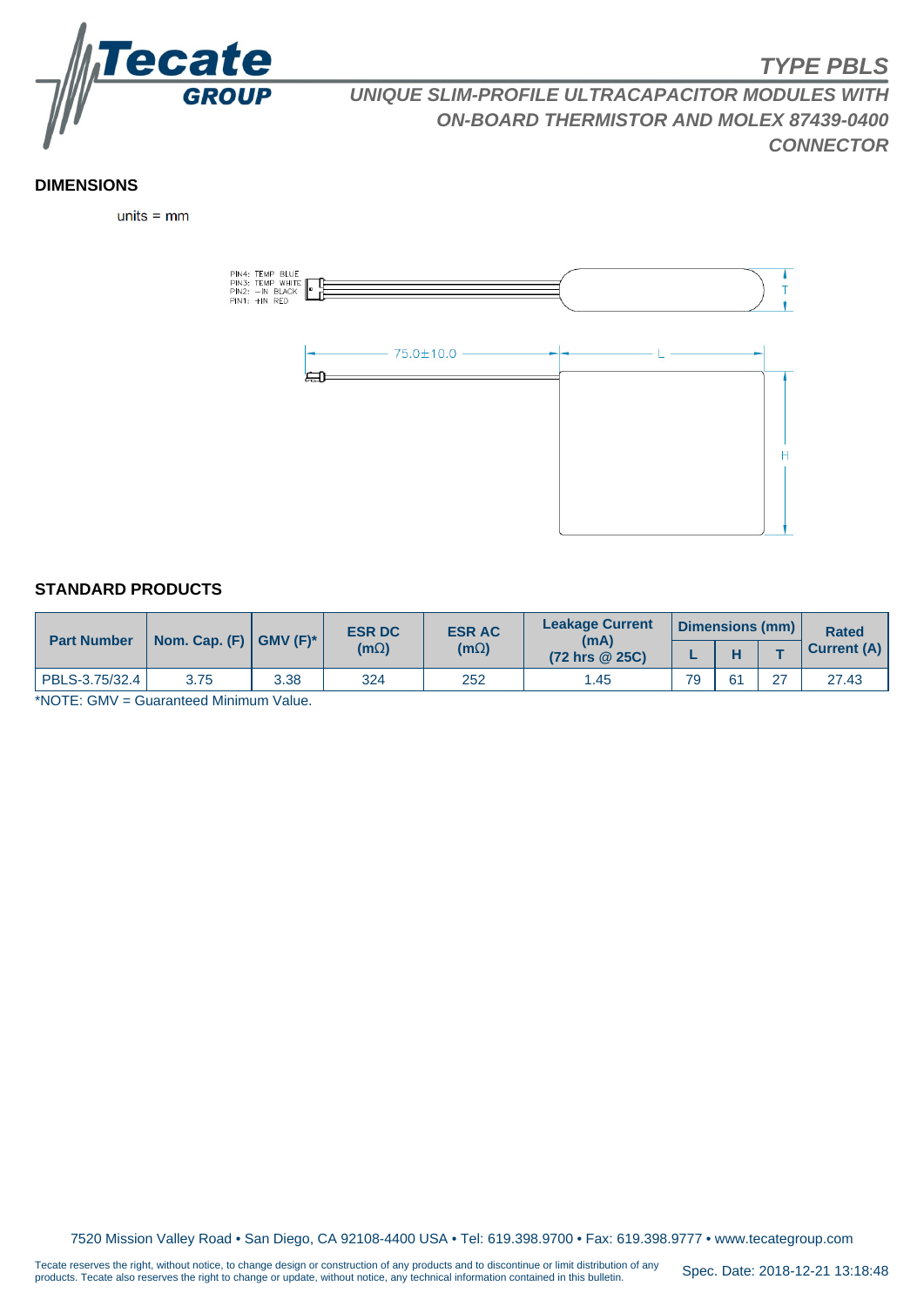# TYPE PBLS

## UNIQUE SLIM-PROFILE ULTRACAPACITOR MODULES WITH ON-BOARD THERMISTOR AND MOLEX 87439-0400 CONNECTOR

### DIMENSIONS

units = mm

PIN4: TEMP BLUE
PIN3: TEMP WHITE
PIN2: -IN BLACK
PIN1: +IN RED

75.0±10.0

L

T

H

### STANDARD PRODUCTS

| Part Number | Nom. Cap. (F) | GMV (F)* | ESR DC (mΩ) | ESR AC (mΩ) | Leakage Current (mA) (72 hrs @ 25C) | Dimensions (mm) | | | Rated Current (A) |
|---|---|---|---|---|---|---|---|---|---|
| | | | | | | L | H | T | |
| PBLS-3.75/32.4 | 3.75 | 3.38 | 324 | 252 | 1.45 | 79 | 61 | 27 | 27.43 |

*NOTE: GMV = Guaranteed Minimum Value.

7520 Mission Valley Road • San Diego, CA 92108-4400 USA • Tel: 619.398.9700 • Fax: 619.398.9777 • www.tecategroup.com

Tecate reserves the right, without notice, to change design or construction of any products and to discontinue or limit distribution of any products. Tecate also reserves the right to change or update, without notice, any technical information contained in this bulletin.

Spec. Date: 2018-12-21 13:18:48